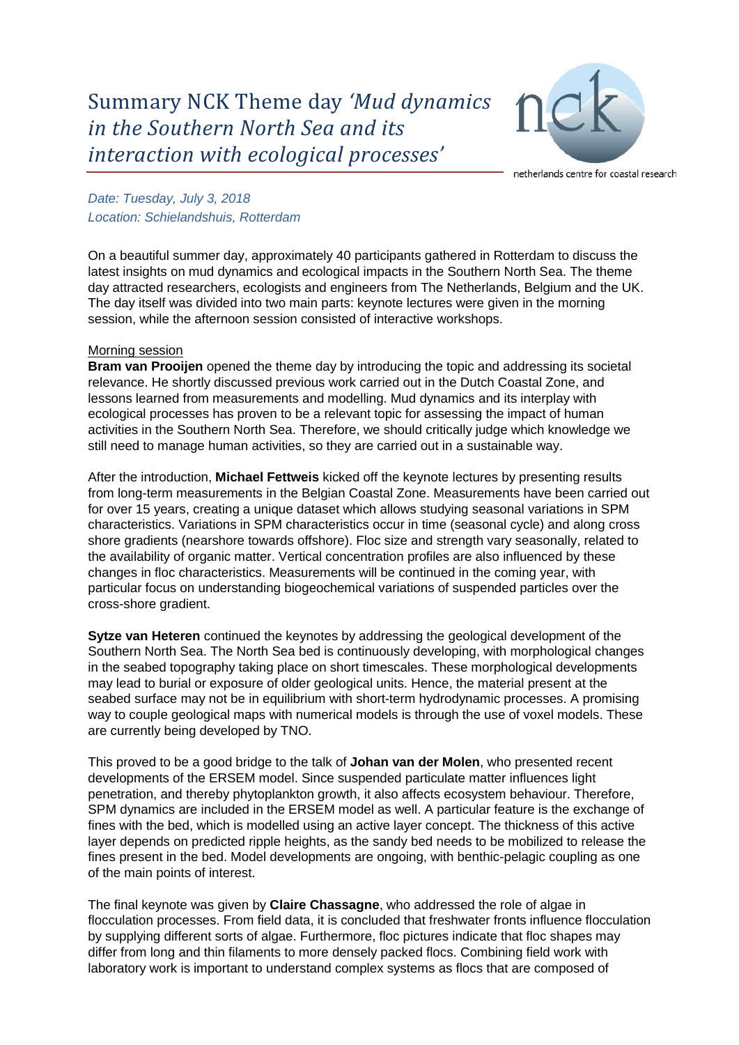# Summary NCK Theme day *'Mud dynamics in the Southern North Sea and its interaction with ecological processes'*

netherlands centre for coastal research

*Date: Tuesday, July 3, 2018*
*Location: Schielandshuis, Rotterdam*

On a beautiful summer day, approximately 40 participants gathered in Rotterdam to discuss the latest insights on mud dynamics and ecological impacts in the Southern North Sea. The theme day attracted researchers, ecologists and engineers from The Netherlands, Belgium and the UK. The day itself was divided into two main parts: keynote lectures were given in the morning session, while the afternoon session consisted of interactive workshops.

## Morning session

**Bram van Prooijen** opened the theme day by introducing the topic and addressing its societal relevance. He shortly discussed previous work carried out in the Dutch Coastal Zone, and lessons learned from measurements and modelling. Mud dynamics and its interplay with ecological processes has proven to be a relevant topic for assessing the impact of human activities in the Southern North Sea. Therefore, we should critically judge which knowledge we still need to manage human activities, so they are carried out in a sustainable way.

After the introduction, **Michael Fettweis** kicked off the keynote lectures by presenting results from long-term measurements in the Belgian Coastal Zone. Measurements have been carried out for over 15 years, creating a unique dataset which allows studying seasonal variations in SPM characteristics. Variations in SPM characteristics occur in time (seasonal cycle) and along cross shore gradients (nearshore towards offshore). Floc size and strength vary seasonally, related to the availability of organic matter. Vertical concentration profiles are also influenced by these changes in floc characteristics. Measurements will be continued in the coming year, with particular focus on understanding biogeochemical variations of suspended particles over the cross-shore gradient.

**Sytze van Heteren** continued the keynotes by addressing the geological development of the Southern North Sea. The North Sea bed is continuously developing, with morphological changes in the seabed topography taking place on short timescales. These morphological developments may lead to burial or exposure of older geological units. Hence, the material present at the seabed surface may not be in equilibrium with short-term hydrodynamic processes. A promising way to couple geological maps with numerical models is through the use of voxel models. These are currently being developed by TNO.

This proved to be a good bridge to the talk of **Johan van der Molen**, who presented recent developments of the ERSEM model. Since suspended particulate matter influences light penetration, and thereby phytoplankton growth, it also affects ecosystem behaviour. Therefore, SPM dynamics are included in the ERSEM model as well. A particular feature is the exchange of fines with the bed, which is modelled using an active layer concept. The thickness of this active layer depends on predicted ripple heights, as the sandy bed needs to be mobilized to release the fines present in the bed. Model developments are ongoing, with benthic-pelagic coupling as one of the main points of interest.

The final keynote was given by **Claire Chassagne**, who addressed the role of algae in flocculation processes. From field data, it is concluded that freshwater fronts influence flocculation by supplying different sorts of algae. Furthermore, floc pictures indicate that floc shapes may differ from long and thin filaments to more densely packed flocs. Combining field work with laboratory work is important to understand complex systems as flocs that are composed of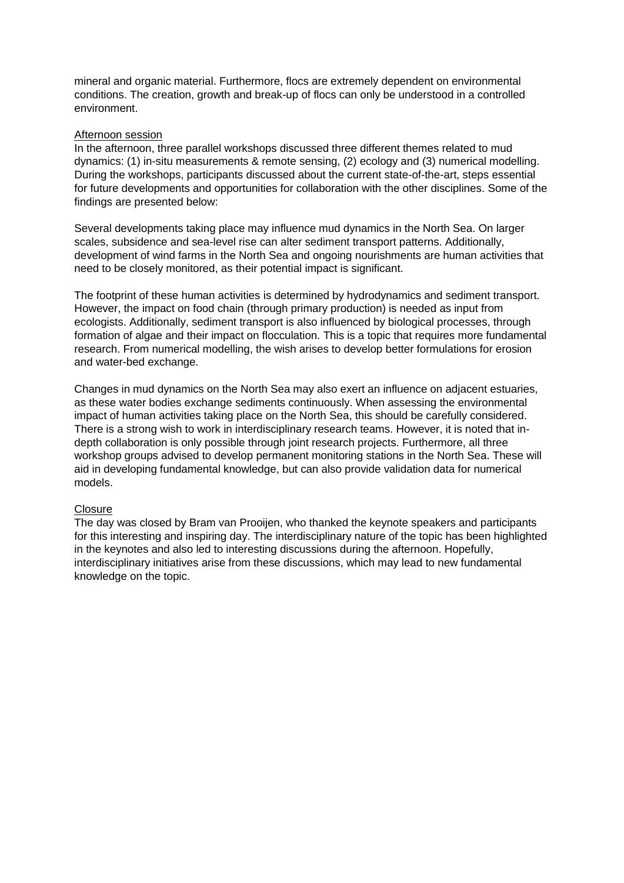mineral and organic material. Furthermore, flocs are extremely dependent on environmental conditions. The creation, growth and break-up of flocs can only be understood in a controlled environment.

Afternoon session

In the afternoon, three parallel workshops discussed three different themes related to mud dynamics: (1) in-situ measurements & remote sensing, (2) ecology and (3) numerical modelling. During the workshops, participants discussed about the current state-of-the-art, steps essential for future developments and opportunities for collaboration with the other disciplines. Some of the findings are presented below:

Several developments taking place may influence mud dynamics in the North Sea. On larger scales, subsidence and sea-level rise can alter sediment transport patterns. Additionally, development of wind farms in the North Sea and ongoing nourishments are human activities that need to be closely monitored, as their potential impact is significant.

The footprint of these human activities is determined by hydrodynamics and sediment transport. However, the impact on food chain (through primary production) is needed as input from ecologists. Additionally, sediment transport is also influenced by biological processes, through formation of algae and their impact on flocculation. This is a topic that requires more fundamental research. From numerical modelling, the wish arises to develop better formulations for erosion and water-bed exchange.

Changes in mud dynamics on the North Sea may also exert an influence on adjacent estuaries, as these water bodies exchange sediments continuously. When assessing the environmental impact of human activities taking place on the North Sea, this should be carefully considered. There is a strong wish to work in interdisciplinary research teams. However, it is noted that in-depth collaboration is only possible through joint research projects. Furthermore, all three workshop groups advised to develop permanent monitoring stations in the North Sea. These will aid in developing fundamental knowledge, but can also provide validation data for numerical models.

Closure

The day was closed by Bram van Prooijen, who thanked the keynote speakers and participants for this interesting and inspiring day. The interdisciplinary nature of the topic has been highlighted in the keynotes and also led to interesting discussions during the afternoon. Hopefully, interdisciplinary initiatives arise from these discussions, which may lead to new fundamental knowledge on the topic.